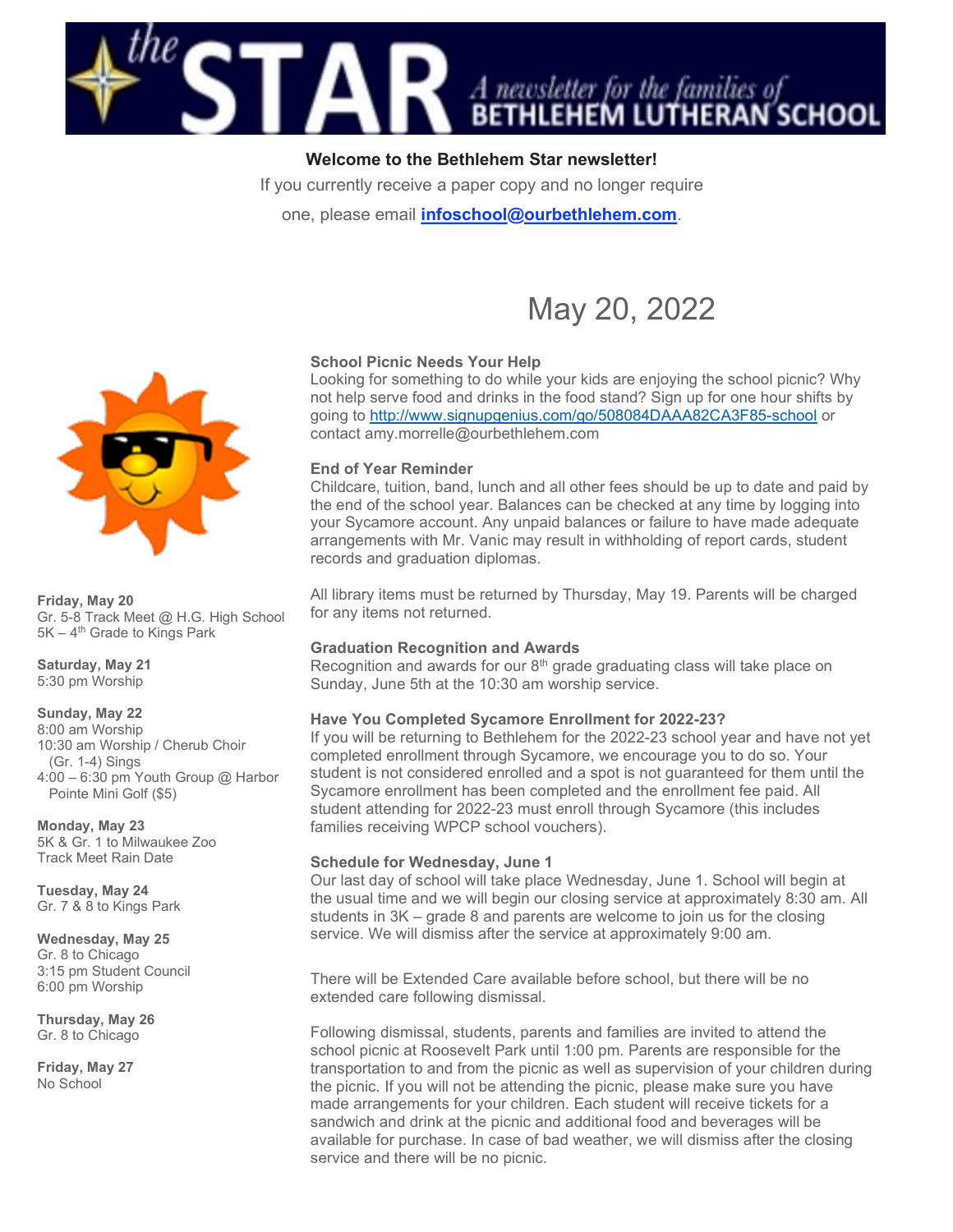# the STAR — A newsletter for the families of BETHLEHEM LUTHERAN SCHOOL

**Welcome to the Bethlehem Star newsletter!**

If you currently receive a paper copy and no longer require one, please email **infoschool@ourbethlehem.com**.

## May 20, 2022

**Friday, May 20**
Gr. 5-8 Track Meet @ H.G. High School
5K – 4th Grade to Kings Park

**Saturday, May 21**
5:30 pm Worship

**Sunday, May 22**
8:00 am Worship
10:30 am Worship / Cherub Choir (Gr. 1-4) Sings
4:00 – 6:30 pm Youth Group @ Harbor Pointe Mini Golf ($5)

**Monday, May 23**
5K & Gr. 1 to Milwaukee Zoo
Track Meet Rain Date

**Tuesday, May 24**
Gr. 7 & 8 to Kings Park

**Wednesday, May 25**
Gr. 8 to Chicago
3:15 pm Student Council
6:00 pm Worship

**Thursday, May 26**
Gr. 8 to Chicago

**Friday, May 27**
No School

### School Picnic Needs Your Help

Looking for something to do while your kids are enjoying the school picnic? Why not help serve food and drinks in the food stand? Sign up for one hour shifts by going to http://www.signupgenius.com/go/508084DAAA82CA3F85-school or contact amy.morrelle@ourbethlehem.com

### End of Year Reminder

Childcare, tuition, band, lunch and all other fees should be up to date and paid by the end of the school year. Balances can be checked at any time by logging into your Sycamore account. Any unpaid balances or failure to have made adequate arrangements with Mr. Vanic may result in withholding of report cards, student records and graduation diplomas.

All library items must be returned by Thursday, May 19. Parents will be charged for any items not returned.

### Graduation Recognition and Awards

Recognition and awards for our 8th grade graduating class will take place on Sunday, June 5th at the 10:30 am worship service.

### Have You Completed Sycamore Enrollment for 2022-23?

If you will be returning to Bethlehem for the 2022-23 school year and have not yet completed enrollment through Sycamore, we encourage you to do so. Your student is not considered enrolled and a spot is not guaranteed for them until the Sycamore enrollment has been completed and the enrollment fee paid. All student attending for 2022-23 must enroll through Sycamore (this includes families receiving WPCP school vouchers).

### Schedule for Wednesday, June 1

Our last day of school will take place Wednesday, June 1. School will begin at the usual time and we will begin our closing service at approximately 8:30 am. All students in 3K – grade 8 and parents are welcome to join us for the closing service. We will dismiss after the service at approximately 9:00 am.

There will be Extended Care available before school, but there will be no extended care following dismissal.

Following dismissal, students, parents and families are invited to attend the school picnic at Roosevelt Park until 1:00 pm. Parents are responsible for the transportation to and from the picnic as well as supervision of your children during the picnic. If you will not be attending the picnic, please make sure you have made arrangements for your children. Each student will receive tickets for a sandwich and drink at the picnic and additional food and beverages will be available for purchase. In case of bad weather, we will dismiss after the closing service and there will be no picnic.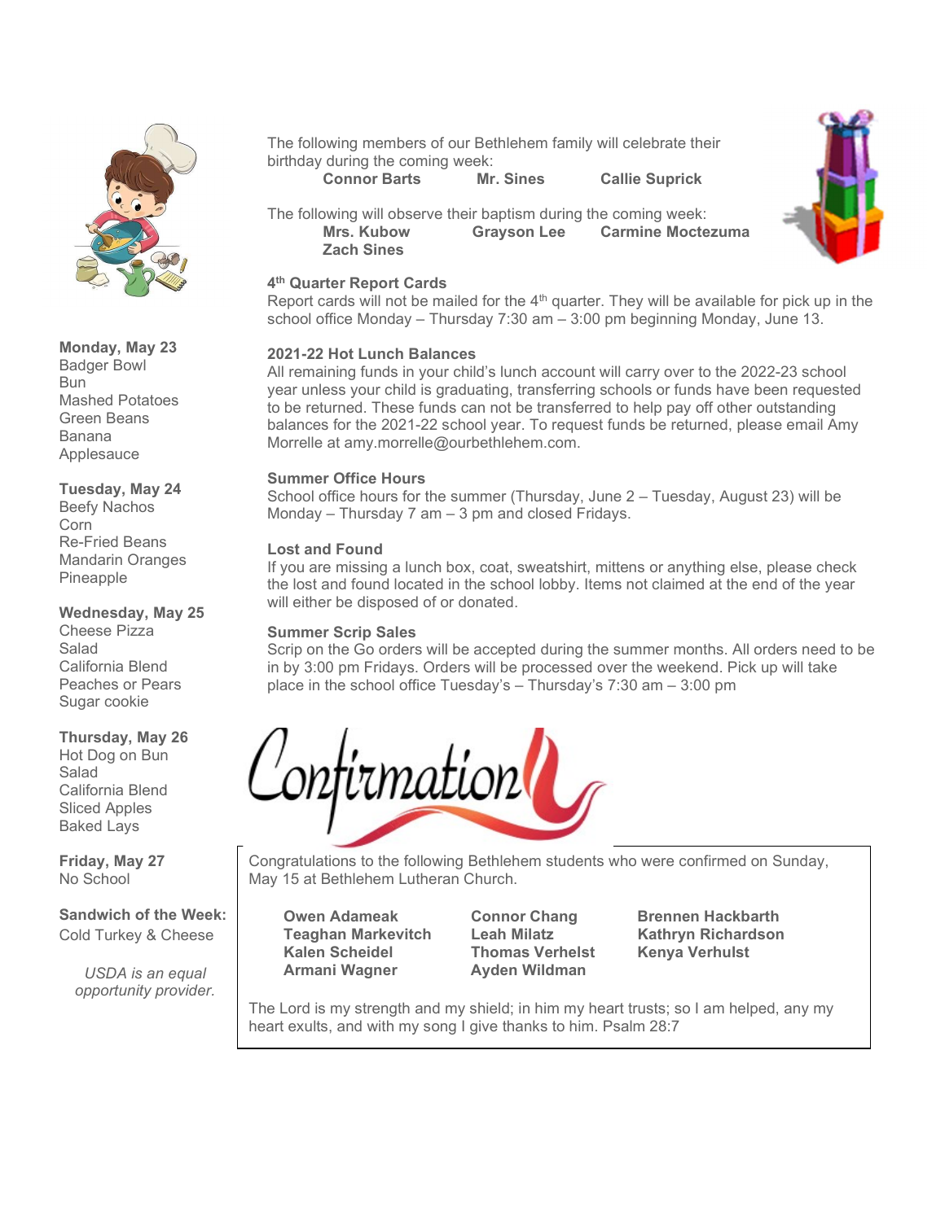**Monday, May 23**
Badger Bowl
Bun
Mashed Potatoes
Green Beans
Banana
Applesauce

**Tuesday, May 24**
Beefy Nachos
Corn
Re-Fried Beans
Mandarin Oranges
Pineapple

**Wednesday, May 25**
Cheese Pizza
Salad
California Blend
Peaches or Pears
Sugar cookie

**Thursday, May 26**
Hot Dog on Bun
Salad
California Blend
Sliced Apples
Baked Lays

**Friday, May 27**
No School

**Sandwich of the Week:**
Cold Turkey & Cheese

*USDA is an equal opportunity provider.*

The following members of our Bethlehem family will celebrate their birthday during the coming week:

**Connor Barts** **Mr. Sines** **Callie Suprick**

The following will observe their baptism during the coming week:

**Mrs. Kubow** **Grayson Lee** **Carmine Moctezuma**
**Zach Sines**

**4th Quarter Report Cards**
Report cards will not be mailed for the 4th quarter. They will be available for pick up in the school office Monday – Thursday 7:30 am – 3:00 pm beginning Monday, June 13.

**2021-22 Hot Lunch Balances**
All remaining funds in your child's lunch account will carry over to the 2022-23 school year unless your child is graduating, transferring schools or funds have been requested to be returned. These funds can not be transferred to help pay off other outstanding balances for the 2021-22 school year. To request funds be returned, please email Amy Morrelle at amy.morrelle@ourbethlehem.com.

**Summer Office Hours**
School office hours for the summer (Thursday, June 2 – Tuesday, August 23) will be Monday – Thursday 7 am – 3 pm and closed Fridays.

**Lost and Found**
If you are missing a lunch box, coat, sweatshirt, mittens or anything else, please check the lost and found located in the school lobby. Items not claimed at the end of the year will either be disposed of or donated.

**Summer Scrip Sales**
Scrip on the Go orders will be accepted during the summer months. All orders need to be in by 3:00 pm Fridays. Orders will be processed over the weekend. Pick up will take place in the school office Tuesday's – Thursday's 7:30 am – 3:00 pm

# Confirmation

Congratulations to the following Bethlehem students who were confirmed on Sunday, May 15 at Bethlehem Lutheran Church.

**Owen Adameak**
**Teaghan Markevitch**
**Kalen Scheidel**
**Armani Wagner**
**Connor Chang**
**Leah Milatz**
**Thomas Verhelst**
**Ayden Wildman**
**Brennen Hackbarth**
**Kathryn Richardson**
**Kenya Verhulst**

The Lord is my strength and my shield; in him my heart trusts; so I am helped, any my heart exults, and with my song I give thanks to him. Psalm 28:7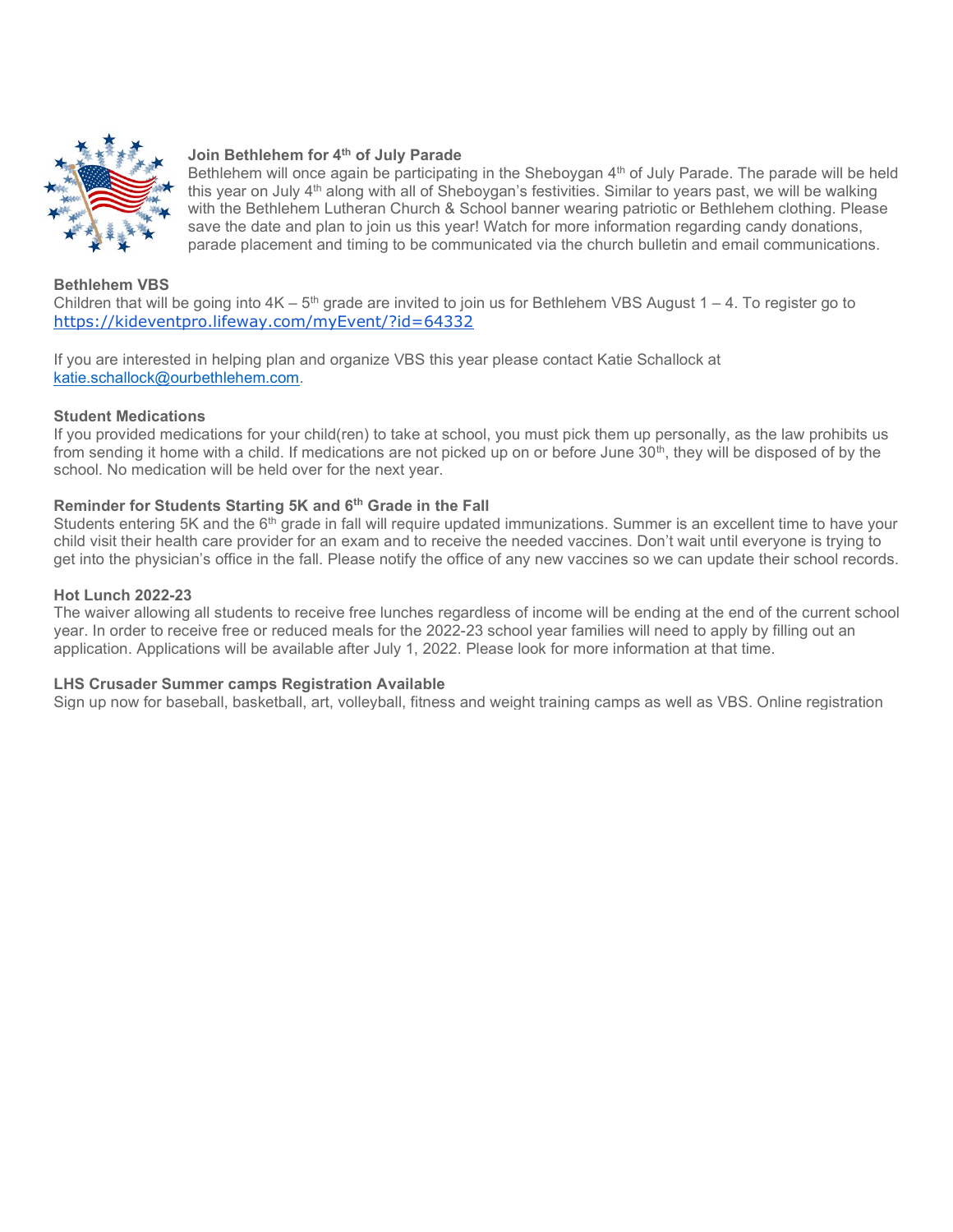**Join Bethlehem for 4th of July Parade**
Bethlehem will once again be participating in the Sheboygan 4th of July Parade. The parade will be held this year on July 4th along with all of Sheboygan's festivities. Similar to years past, we will be walking with the Bethlehem Lutheran Church & School banner wearing patriotic or Bethlehem clothing. Please save the date and plan to join us this year! Watch for more information regarding candy donations, parade placement and timing to be communicated via the church bulletin and email communications.

**Bethlehem VBS**
Children that will be going into 4K – 5th grade are invited to join us for Bethlehem VBS August 1 – 4. To register go to https://kideventpro.lifeway.com/myEvent/?id=64332

If you are interested in helping plan and organize VBS this year please contact Katie Schallock at katie.schallock@ourbethlehem.com.

**Student Medications**
If you provided medications for your child(ren) to take at school, you must pick them up personally, as the law prohibits us from sending it home with a child. If medications are not picked up on or before June 30th, they will be disposed of by the school. No medication will be held over for the next year.

**Reminder for Students Starting 5K and 6th Grade in the Fall**
Students entering 5K and the 6th grade in fall will require updated immunizations. Summer is an excellent time to have your child visit their health care provider for an exam and to receive the needed vaccines. Don't wait until everyone is trying to get into the physician's office in the fall. Please notify the office of any new vaccines so we can update their school records.

**Hot Lunch 2022-23**
The waiver allowing all students to receive free lunches regardless of income will be ending at the end of the current school year. In order to receive free or reduced meals for the 2022-23 school year families will need to apply by filling out an application. Applications will be available after July 1, 2022. Please look for more information at that time.

**LHS Crusader Summer camps Registration Available**
Sign up now for baseball, basketball, art, volleyball, fitness and weight training camps as well as VBS. Online registration